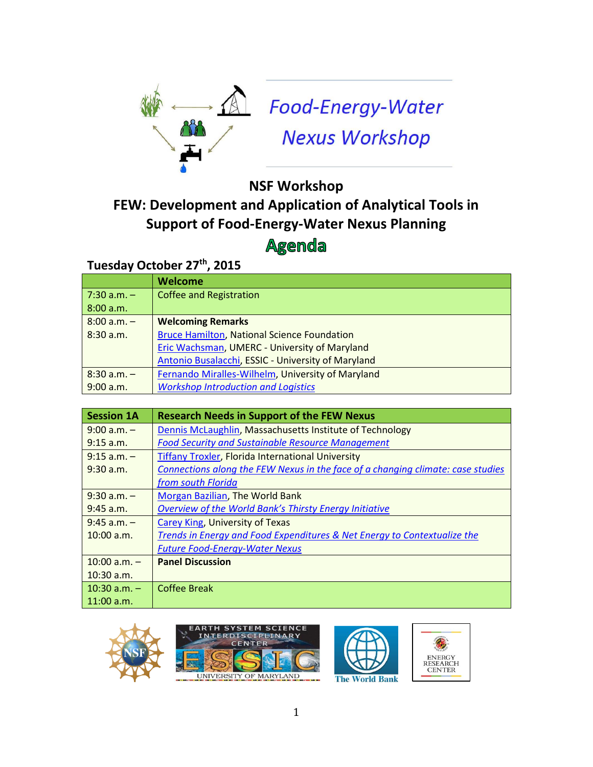# Food-Energy-Water Nexus Workshop

## NSF Workshop

## FEW: Development and Application of Analytical Tools in Support of Food-Energy-Water Nexus Planning

## Agenda

### Tuesday October 27th, 2015

| | **Welcome** |
|---|---|
| 7:30 a.m. – 8:00 a.m. | Coffee and Registration |
| 8:00 a.m. – 8:30 a.m. | **Welcoming Remarks**<br>Bruce Hamilton, National Science Foundation<br>Eric Wachsman, UMERC - University of Maryland<br>Antonio Busalacchi, ESSIC - University of Maryland |
| 8:30 a.m. – 9:00 a.m. | Fernando Miralles-Wilhelm, University of Maryland<br>*Workshop Introduction and Logistics* |

| **Session 1A** | **Research Needs in Support of the FEW Nexus** |
|---|---|
| 9:00 a.m. – 9:15 a.m. | Dennis McLaughlin, Massachusetts Institute of Technology<br>*Food Security and Sustainable Resource Management* |
| 9:15 a.m. – 9:30 a.m. | Tiffany Troxler, Florida International University<br>*Connections along the FEW Nexus in the face of a changing climate: case studies from south Florida* |
| 9:30 a.m. – 9:45 a.m. | Morgan Bazilian, The World Bank<br>*Overview of the World Bank's Thirsty Energy Initiative* |
| 9:45 a.m. – 10:00 a.m. | Carey King, University of Texas<br>*Trends in Energy and Food Expenditures & Net Energy to Contextualize the Future Food-Energy-Water Nexus* |
| 10:00 a.m. – 10:30 a.m. | **Panel Discussion** |
| 10:30 a.m. – 11:00 a.m. | Coffee Break |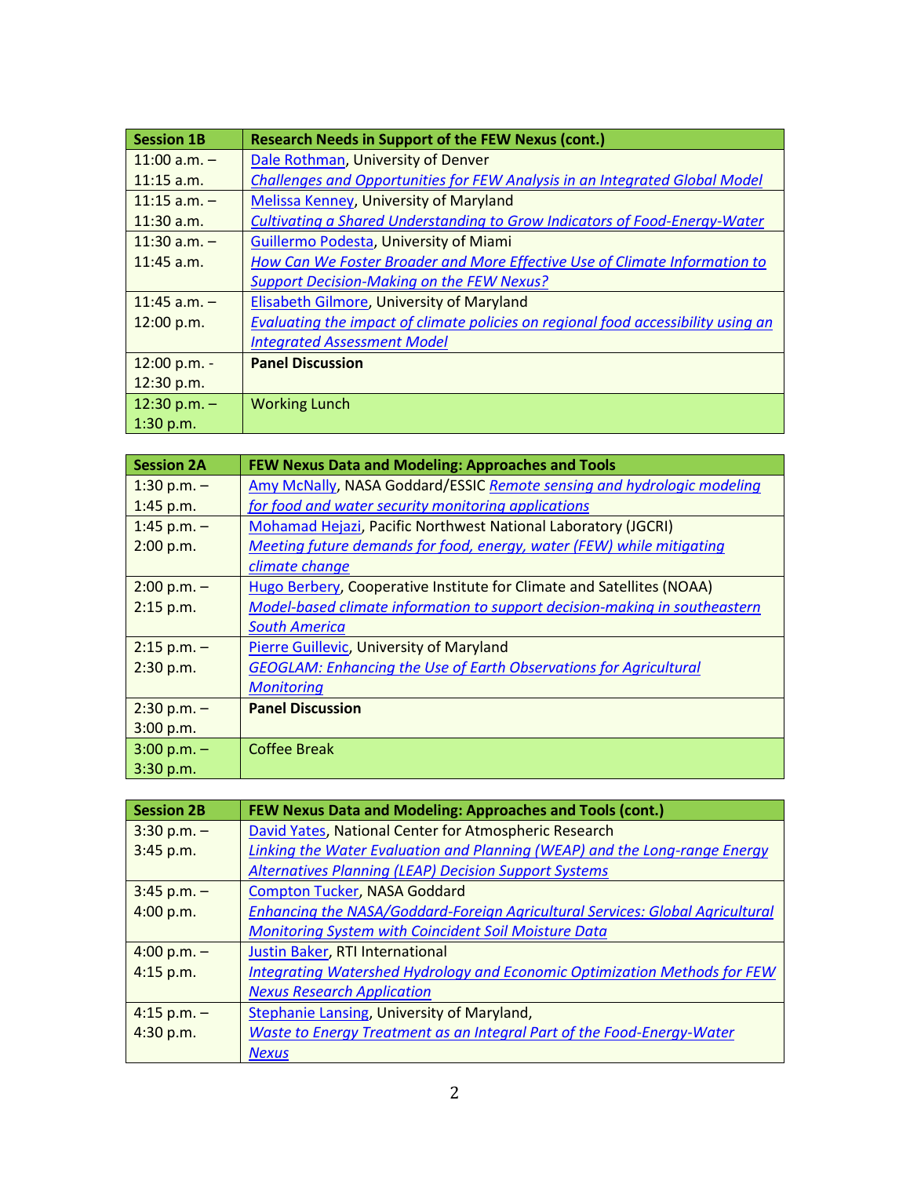| Session 1B | Research Needs in Support of the FEW Nexus (cont.) |
| --- | --- |
| 11:00 a.m. – 11:15 a.m. | Dale Rothman, University of Denver *Challenges and Opportunities for FEW Analysis in an Integrated Global Model* |
| 11:15 a.m. – 11:30 a.m. | Melissa Kenney, University of Maryland *Cultivating a Shared Understanding to Grow Indicators of Food-Energy-Water* |
| 11:30 a.m. – 11:45 a.m. | Guillermo Podesta, University of Miami *How Can We Foster Broader and More Effective Use of Climate Information to Support Decision-Making on the FEW Nexus?* |
| 11:45 a.m. – 12:00 p.m. | Elisabeth Gilmore, University of Maryland *Evaluating the impact of climate policies on regional food accessibility using an Integrated Assessment Model* |
| 12:00 p.m. - 12:30 p.m. | **Panel Discussion** |
| 12:30 p.m. – 1:30 p.m. | Working Lunch |

| Session 2A | FEW Nexus Data and Modeling: Approaches and Tools |
| --- | --- |
| 1:30 p.m. – 1:45 p.m. | Amy McNally, NASA Goddard/ESSIC *Remote sensing and hydrologic modeling for food and water security monitoring applications* |
| 1:45 p.m. – 2:00 p.m. | Mohamad Hejazi, Pacific Northwest National Laboratory (JGCRI) *Meeting future demands for food, energy, water (FEW) while mitigating climate change* |
| 2:00 p.m. – 2:15 p.m. | Hugo Berbery, Cooperative Institute for Climate and Satellites (NOAA) *Model-based climate information to support decision-making in southeastern South America* |
| 2:15 p.m. – 2:30 p.m. | Pierre Guillevic, University of Maryland *GEOGLAM: Enhancing the Use of Earth Observations for Agricultural Monitoring* |
| 2:30 p.m. – 3:00 p.m. | **Panel Discussion** |
| 3:00 p.m. – 3:30 p.m. | Coffee Break |

| Session 2B | FEW Nexus Data and Modeling: Approaches and Tools (cont.) |
| --- | --- |
| 3:30 p.m. – 3:45 p.m. | David Yates, National Center for Atmospheric Research *Linking the Water Evaluation and Planning (WEAP) and the Long-range Energy Alternatives Planning (LEAP) Decision Support Systems* |
| 3:45 p.m. – 4:00 p.m. | Compton Tucker, NASA Goddard *Enhancing the NASA/Goddard-Foreign Agricultural Services: Global Agricultural Monitoring System with Coincident Soil Moisture Data* |
| 4:00 p.m. – 4:15 p.m. | Justin Baker, RTI International *Integrating Watershed Hydrology and Economic Optimization Methods for FEW Nexus Research Application* |
| 4:15 p.m. – 4:30 p.m. | Stephanie Lansing, University of Maryland, *Waste to Energy Treatment as an Integral Part of the Food-Energy-Water Nexus* |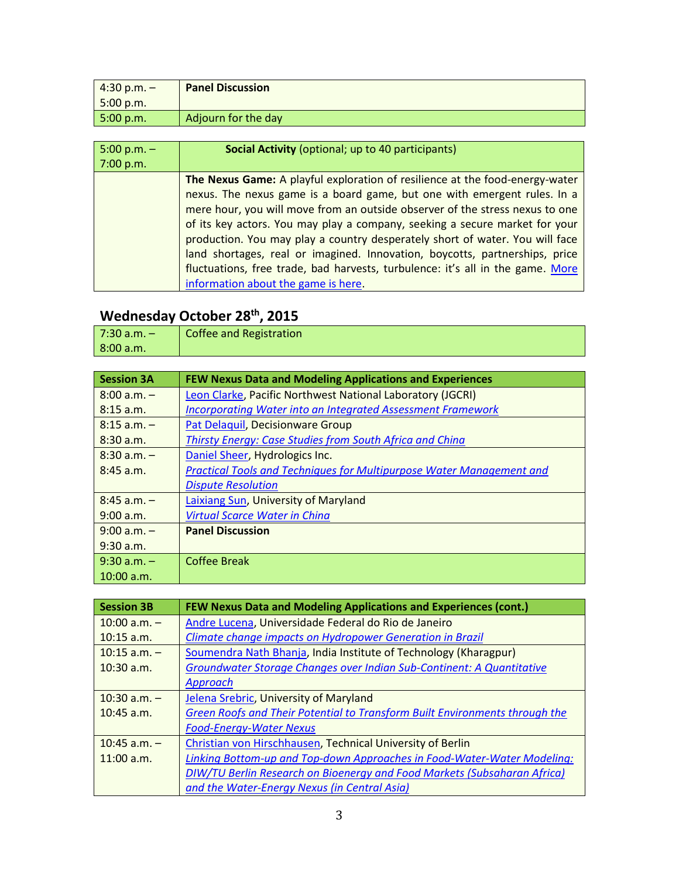| 4:30 p.m. – 5:00 p.m. | **Panel Discussion** |
|---|---|
| 5:00 p.m. | Adjourn for the day |

| 5:00 p.m. – 7:00 p.m. | **Social Activity** (optional; up to 40 participants) |
|---|---|
| | **The Nexus Game:** A playful exploration of resilience at the food-energy-water nexus. The nexus game is a board game, but one with emergent rules. In a mere hour, you will move from an outside observer of the stress nexus to one of its key actors. You may play a company, seeking a secure market for your production. You may play a country desperately short of water. You will face land shortages, real or imagined. Innovation, boycotts, partnerships, price fluctuations, free trade, bad harvests, turbulence: it's all in the game. More information about the game is here. |

## Wednesday October 28th, 2015

| 7:30 a.m. – 8:00 a.m. | Coffee and Registration |
|---|---|

| **Session 3A** | **FEW Nexus Data and Modeling Applications and Experiences** |
|---|---|
| 8:00 a.m. – 8:15 a.m. | Leon Clarke, Pacific Northwest National Laboratory (JGCRI)<br>*Incorporating Water into an Integrated Assessment Framework* |
| 8:15 a.m. – 8:30 a.m. | Pat Delaquil, Decisionware Group<br>*Thirsty Energy: Case Studies from South Africa and China* |
| 8:30 a.m. – 8:45 a.m. | Daniel Sheer, Hydrologics Inc.<br>*Practical Tools and Techniques for Multipurpose Water Management and Dispute Resolution* |
| 8:45 a.m. – 9:00 a.m. | Laixiang Sun, University of Maryland<br>*Virtual Scarce Water in China* |
| 9:00 a.m. – 9:30 a.m. | **Panel Discussion** |
| 9:30 a.m. – 10:00 a.m. | Coffee Break |

| **Session 3B** | **FEW Nexus Data and Modeling Applications and Experiences (cont.)** |
|---|---|
| 10:00 a.m. – 10:15 a.m. | Andre Lucena, Universidade Federal do Rio de Janeiro<br>*Climate change impacts on Hydropower Generation in Brazil* |
| 10:15 a.m. – 10:30 a.m. | Soumendra Nath Bhanja, India Institute of Technology (Kharagpur)<br>*Groundwater Storage Changes over Indian Sub-Continent: A Quantitative Approach* |
| 10:30 a.m. – 10:45 a.m. | Jelena Srebric, University of Maryland<br>*Green Roofs and Their Potential to Transform Built Environments through the Food-Energy-Water Nexus* |
| 10:45 a.m. – 11:00 a.m. | Christian von Hirschhausen, Technical University of Berlin<br>*Linking Bottom-up and Top-down Approaches in Food-Water-Water Modeling: DIW/TU Berlin Research on Bioenergy and Food Markets (Subsaharan Africa) and the Water-Energy Nexus (in Central Asia)* |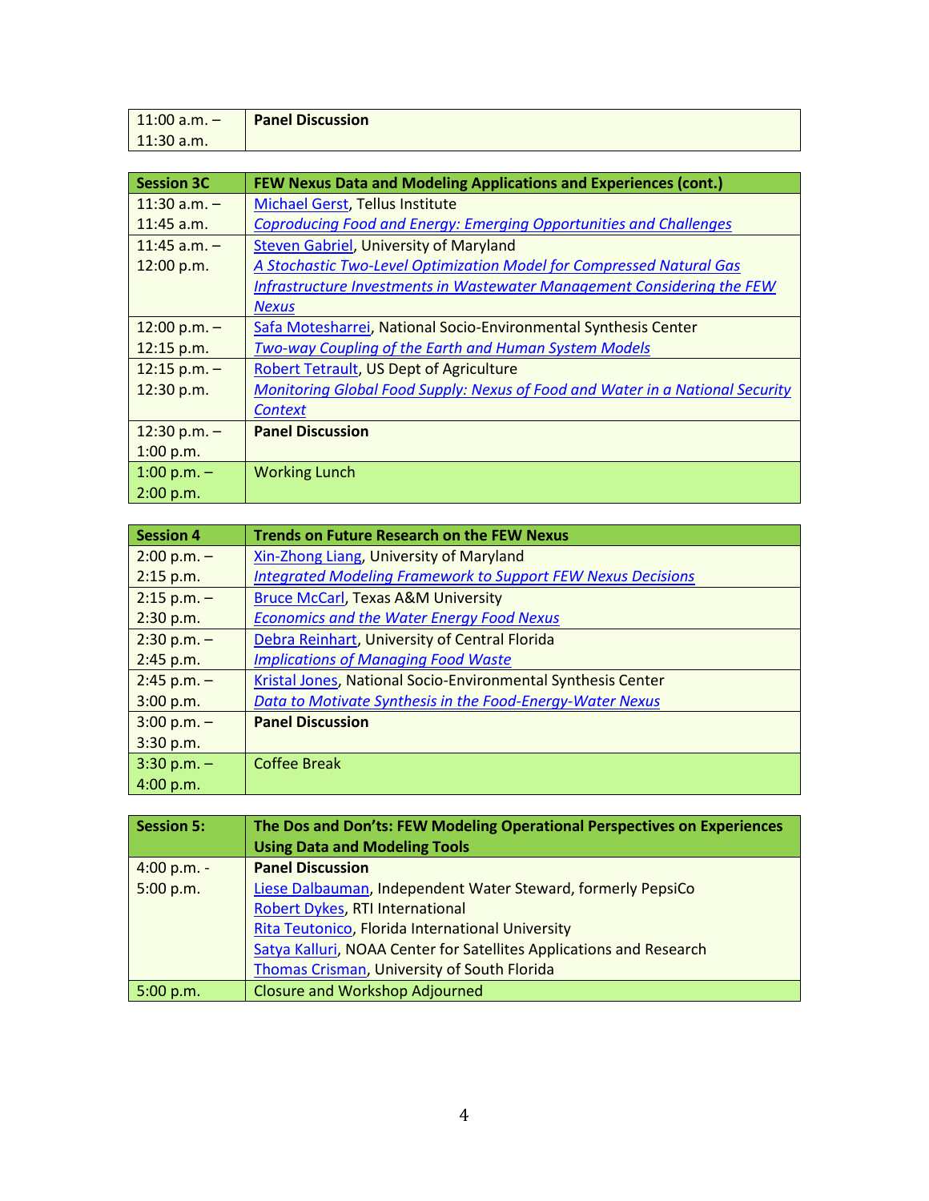| | |
|---|---|
| 11:00 a.m. – 11:30 a.m. | **Panel Discussion** |

| **Session 3C** | **FEW Nexus Data and Modeling Applications and Experiences (cont.)** |
|---|---|
| 11:30 a.m. – 11:45 a.m. | Michael Gerst, Tellus Institute<br>*Coproducing Food and Energy: Emerging Opportunities and Challenges* |
| 11:45 a.m. – 12:00 p.m. | Steven Gabriel, University of Maryland<br>*A Stochastic Two-Level Optimization Model for Compressed Natural Gas Infrastructure Investments in Wastewater Management Considering the FEW Nexus* |
| 12:00 p.m. – 12:15 p.m. | Safa Motesharrei, National Socio-Environmental Synthesis Center<br>*Two-way Coupling of the Earth and Human System Models* |
| 12:15 p.m. – 12:30 p.m. | Robert Tetrault, US Dept of Agriculture<br>*Monitoring Global Food Supply: Nexus of Food and Water in a National Security Context* |
| 12:30 p.m. – 1:00 p.m. | **Panel Discussion** |
| 1:00 p.m. – 2:00 p.m. | Working Lunch |

| **Session 4** | **Trends on Future Research on the FEW Nexus** |
|---|---|
| 2:00 p.m. – 2:15 p.m. | Xin-Zhong Liang, University of Maryland<br>*Integrated Modeling Framework to Support FEW Nexus Decisions* |
| 2:15 p.m. – 2:30 p.m. | Bruce McCarl, Texas A&M University<br>*Economics and the Water Energy Food Nexus* |
| 2:30 p.m. – 2:45 p.m. | Debra Reinhart, University of Central Florida<br>*Implications of Managing Food Waste* |
| 2:45 p.m. – 3:00 p.m. | Kristal Jones, National Socio-Environmental Synthesis Center<br>*Data to Motivate Synthesis in the Food-Energy-Water Nexus* |
| 3:00 p.m. – 3:30 p.m. | **Panel Discussion** |
| 3:30 p.m. – 4:00 p.m. | Coffee Break |

| **Session 5:** | **The Dos and Don'ts: FEW Modeling Operational Perspectives on Experiences Using Data and Modeling Tools** |
|---|---|
| 4:00 p.m. - 5:00 p.m. | **Panel Discussion**<br>Liese Dalbauman, Independent Water Steward, formerly PepsiCo<br>Robert Dykes, RTI International<br>Rita Teutonico, Florida International University<br>Satya Kalluri, NOAA Center for Satellites Applications and Research<br>Thomas Crisman, University of South Florida |
| 5:00 p.m. | Closure and Workshop Adjourned |